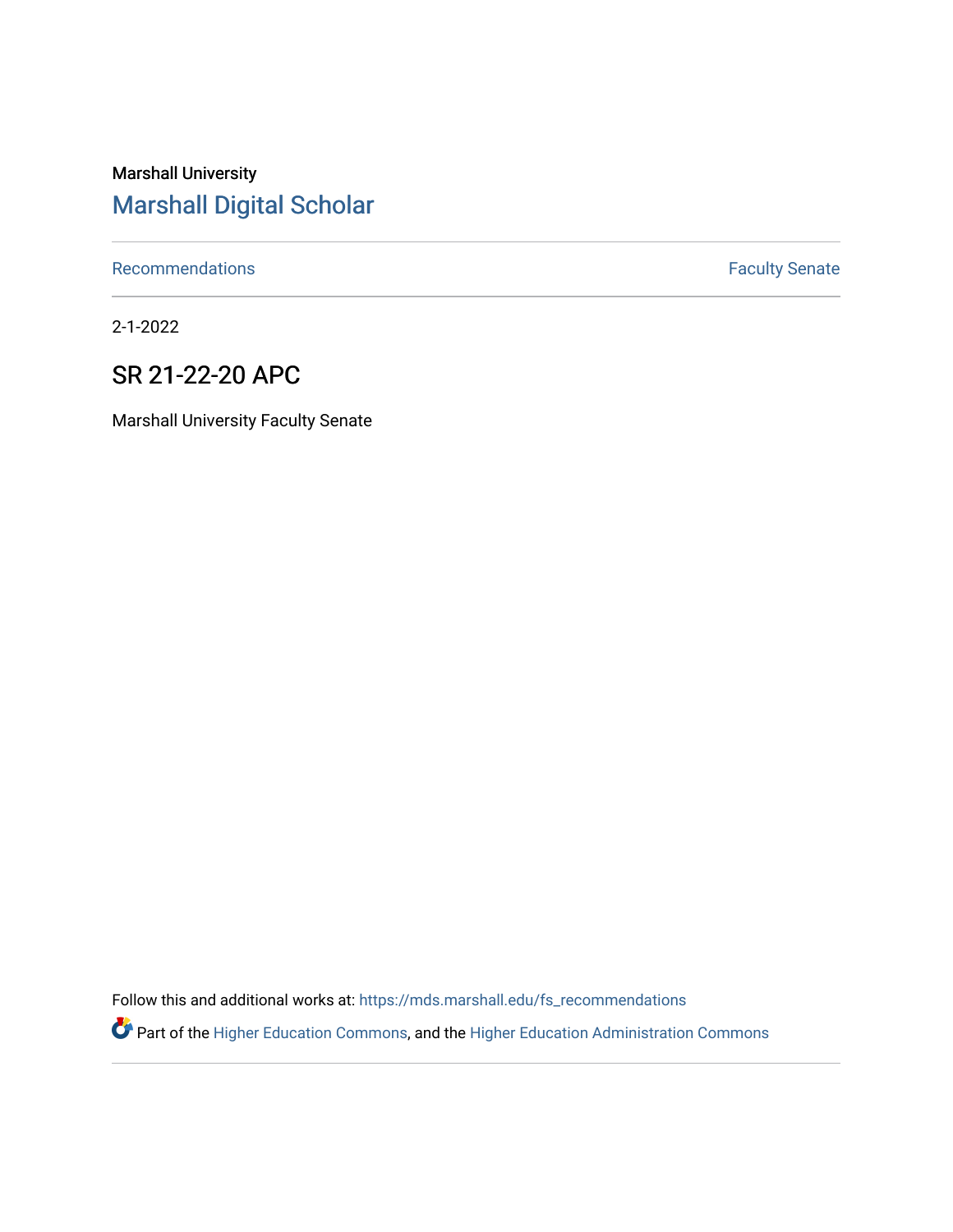Marshall University

# Marshall Digital Scholar

Recommendations | Faculty Senate

2-1-2022

## SR 21-22-20 APC

Marshall University Faculty Senate

Follow this and additional works at: https://mds.marshall.edu/fs_recommendations

Part of the Higher Education Commons, and the Higher Education Administration Commons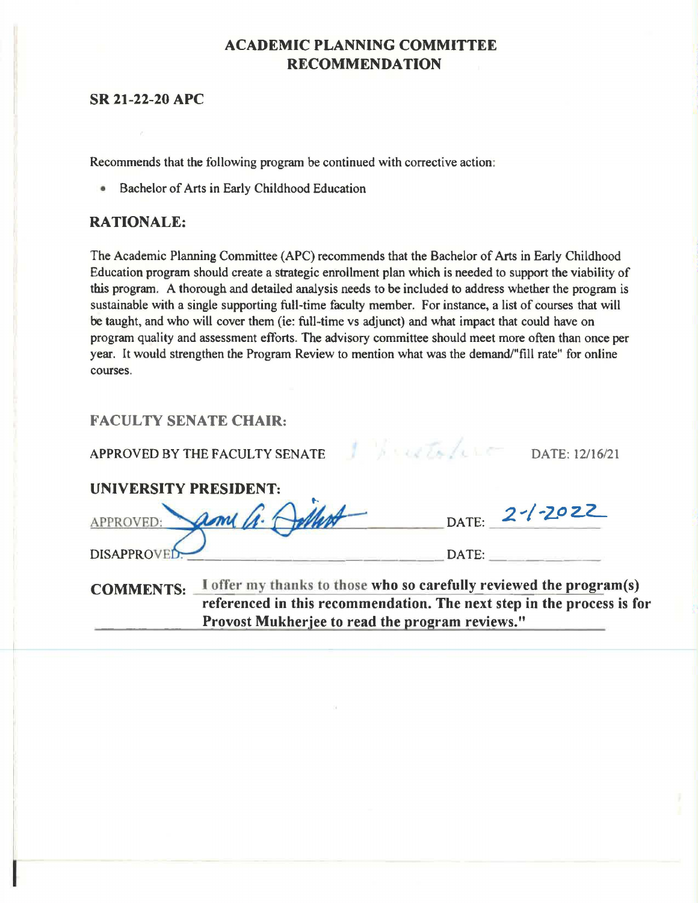# ACADEMIC PLANNING COMMITTEE RECOMMENDATION

**SR 21-22-20 APC**

Recommends that the following program be continued with corrective action:

- Bachelor of Arts in Early Childhood Education

## RATIONALE:

The Academic Planning Committee (APC) recommends that the Bachelor of Arts in Early Childhood Education program should create a strategic enrollment plan which is needed to support the viability of this program. A thorough and detailed analysis needs to be included to address whether the program is sustainable with a single supporting full-time faculty member. For instance, a list of courses that will be taught, and who will cover them (ie: full-time vs adjunct) and what impact that could have on program quality and assessment efforts. The advisory committee should meet more often than once per year. It would strengthen the Program Review to mention what was the demand/"fill rate" for online courses.

## FACULTY SENATE CHAIR:

APPROVED BY THE FACULTY SENATE [signature] DATE: 12/16/21

## UNIVERSITY PRESIDENT:

APPROVED: [signature] DATE: 2-1-2022

DISAPPROVED: ______________________ DATE: __________

**COMMENTS:** **I offer my thanks to those who so carefully reviewed the program(s) referenced in this recommendation. The next step in the process is for Provost Mukherjee to read the program reviews."**